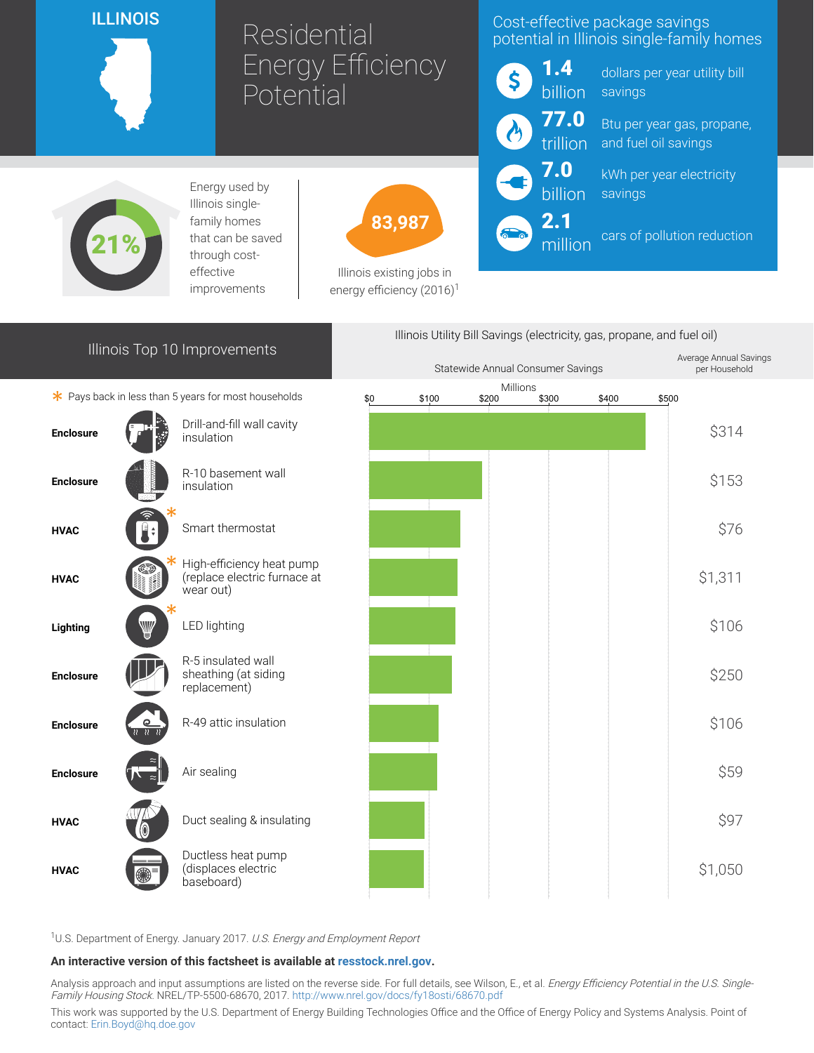# ILLINOIS

# Residential Energy Efficiency Potential

## Cost-effective package savings potential in Illinois single-family homes

- **1.4 billion** dollars per year utility bill savings
- **77.0 trillion** Btu per year gas, propane, and fuel oil savings
- **7.0 billion** kWh per year electricity savings
- **2.1 million** cars of pollution reduction

**21%** Energy used by Illinois single-family homes that can be saved through cost-effective improvements

**83,987** Illinois existing jobs in energy efficiency (2016)[1]

## Illinois Top 10 Improvements

Illinois Utility Bill Savings (electricity, gas, propane, and fuel oil)

\* Pays back in less than 5 years for most households

| Category | Improvement | Statewide Annual Consumer Savings (Millions; chart $0–$500) | Average Annual Savings per Household |
|---|---|---|---|
| Enclosure | Drill-and-fill wall cavity insulation | | $314 |
| Enclosure | R-10 basement wall insulation | | $153 |
| HVAC | Smart thermostat * | | $76 |
| HVAC | High-efficiency heat pump (replace electric furnace at wear out) * | | $1,311 |
| Lighting | LED lighting * | | $106 |
| Enclosure | R-5 insulated wall sheathing (at siding replacement) | | $250 |
| Enclosure | R-49 attic insulation | | $106 |
| Enclosure | Air sealing | | $59 |
| HVAC | Duct sealing & insulating | | $97 |
| HVAC | Ductless heat pump (displaces electric baseboard) | | $1,050 |

[1]U.S. Department of Energy. January 2017. *U.S. Energy and Employment Report*

**An interactive version of this factsheet is available at resstock.nrel.gov.**

Analysis approach and input assumptions are listed on the reverse side. For full details, see Wilson, E., et al. *Energy Efficiency Potential in the U.S. Single-Family Housing Stock*. NREL/TP-5500-68670, 2017. http://www.nrel.gov/docs/fy18osti/68670.pdf

This work was supported by the U.S. Department of Energy Building Technologies Office and the Office of Energy Policy and Systems Analysis. Point of contact: Erin.Boyd@hq.doe.gov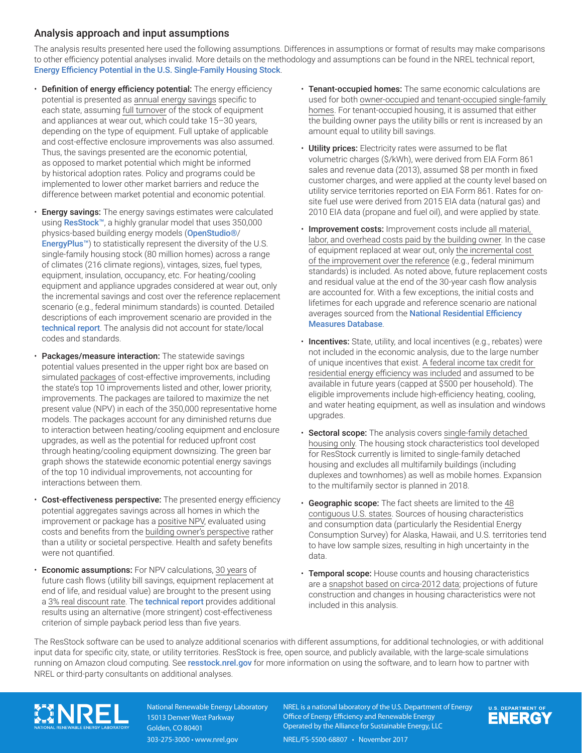## Analysis approach and input assumptions

The analysis results presented here used the following assumptions. Differences in assumptions or format of results may make comparisons to other efficiency potential analyses invalid. More details on the methodology and assumptions can be found in the NREL technical report, Energy Efficiency Potential in the U.S. Single-Family Housing Stock.

- **Definition of energy efficiency potential:** The energy efficiency potential is presented as annual energy savings specific to each state, assuming full turnover of the stock of equipment and appliances at wear out, which could take 15–30 years, depending on the type of equipment. Full uptake of applicable and cost-effective enclosure improvements was also assumed. Thus, the savings presented are the economic potential, as opposed to market potential which might be informed by historical adoption rates. Policy and programs could be implemented to lower other market barriers and reduce the difference between market potential and economic potential.
- **Energy savings:** The energy savings estimates were calculated using ResStock™, a highly granular model that uses 350,000 physics-based building energy models (OpenStudio®/EnergyPlus™) to statistically represent the diversity of the U.S. single-family housing stock (80 million homes) across a range of climates (216 climate regions), vintages, sizes, fuel types, equipment, insulation, occupancy, etc. For heating/cooling equipment and appliance upgrades considered at wear out, only the incremental savings and cost over the reference replacement scenario (e.g., federal minimum standards) is counted. Detailed descriptions of each improvement scenario are provided in the technical report. The analysis did not account for state/local codes and standards.
- **Packages/measure interaction:** The statewide savings potential values presented in the upper right box are based on simulated packages of cost-effective improvements, including the state's top 10 improvements listed and other, lower priority, improvements. The packages are tailored to maximize the net present value (NPV) in each of the 350,000 representative home models. The packages account for any diminished returns due to interaction between heating/cooling equipment and enclosure upgrades, as well as the potential for reduced upfront cost through heating/cooling equipment downsizing. The green bar graph shows the statewide economic potential energy savings of the top 10 individual improvements, not accounting for interactions between them.
- **Cost-effectiveness perspective:** The presented energy efficiency potential aggregates savings across all homes in which the improvement or package has a positive NPV, evaluated using costs and benefits from the building owner's perspective rather than a utility or societal perspective. Health and safety benefits were not quantified.
- **Economic assumptions:** For NPV calculations, 30 years of future cash flows (utility bill savings, equipment replacement at end of life, and residual value) are brought to the present using a 3% real discount rate. The technical report provides additional results using an alternative (more stringent) cost-effectiveness criterion of simple payback period less than five years.
- **Tenant-occupied homes:** The same economic calculations are used for both owner-occupied and tenant-occupied single-family homes. For tenant-occupied housing, it is assumed that either the building owner pays the utility bills or rent is increased by an amount equal to utility bill savings.
- **Utility prices:** Electricity rates were assumed to be flat volumetric charges ($/kWh), were derived from EIA Form 861 sales and revenue data (2013), assumed $8 per month in fixed customer charges, and were applied at the county level based on utility service territories reported on EIA Form 861. Rates for on-site fuel use were derived from 2015 EIA data (natural gas) and 2010 EIA data (propane and fuel oil), and were applied by state.
- **Improvement costs:** Improvement costs include all material, labor, and overhead costs paid by the building owner. In the case of equipment replaced at wear out, only the incremental cost of the improvement over the reference (e.g., federal minimum standards) is included. As noted above, future replacement costs and residual value at the end of the 30-year cash flow analysis are accounted for. With a few exceptions, the initial costs and lifetimes for each upgrade and reference scenario are national averages sourced from the National Residential Efficiency Measures Database.
- **Incentives:** State, utility, and local incentives (e.g., rebates) were not included in the economic analysis, due to the large number of unique incentives that exist. A federal income tax credit for residential energy efficiency was included and assumed to be available in future years (capped at $500 per household). The eligible improvements include high-efficiency heating, cooling, and water heating equipment, as well as insulation and windows upgrades.
- **Sectoral scope:** The analysis covers single-family detached housing only. The housing stock characteristics tool developed for ResStock currently is limited to single-family detached housing and excludes all multifamily buildings (including duplexes and townhomes) as well as mobile homes. Expansion to the multifamily sector is planned in 2018.
- **Geographic scope:** The fact sheets are limited to the 48 contiguous U.S. states. Sources of housing characteristics and consumption data (particularly the Residential Energy Consumption Survey) for Alaska, Hawaii, and U.S. territories tend to have low sample sizes, resulting in high uncertainty in the data.
- **Temporal scope:** House counts and housing characteristics are a snapshot based on circa-2012 data; projections of future construction and changes in housing characteristics were not included in this analysis.

The ResStock software can be used to analyze additional scenarios with different assumptions, for additional technologies, or with additional input data for specific city, state, or utility territories. ResStock is free, open source, and publicly available, with the large-scale simulations running on Amazon cloud computing. See resstock.nrel.gov for more information on using the software, and to learn how to partner with NREL or third-party consultants on additional analyses.

NREL — National Renewable Energy Laboratory

National Renewable Energy Laboratory
15013 Denver West Parkway
Golden, CO 80401
303-275-3000 • www.nrel.gov

NREL is a national laboratory of the U.S. Department of Energy
Office of Energy Efficiency and Renewable Energy
Operated by the Alliance for Sustainable Energy, LLC

NREL/FS-5500-68807 • November 2017

U.S. DEPARTMENT OF ENERGY